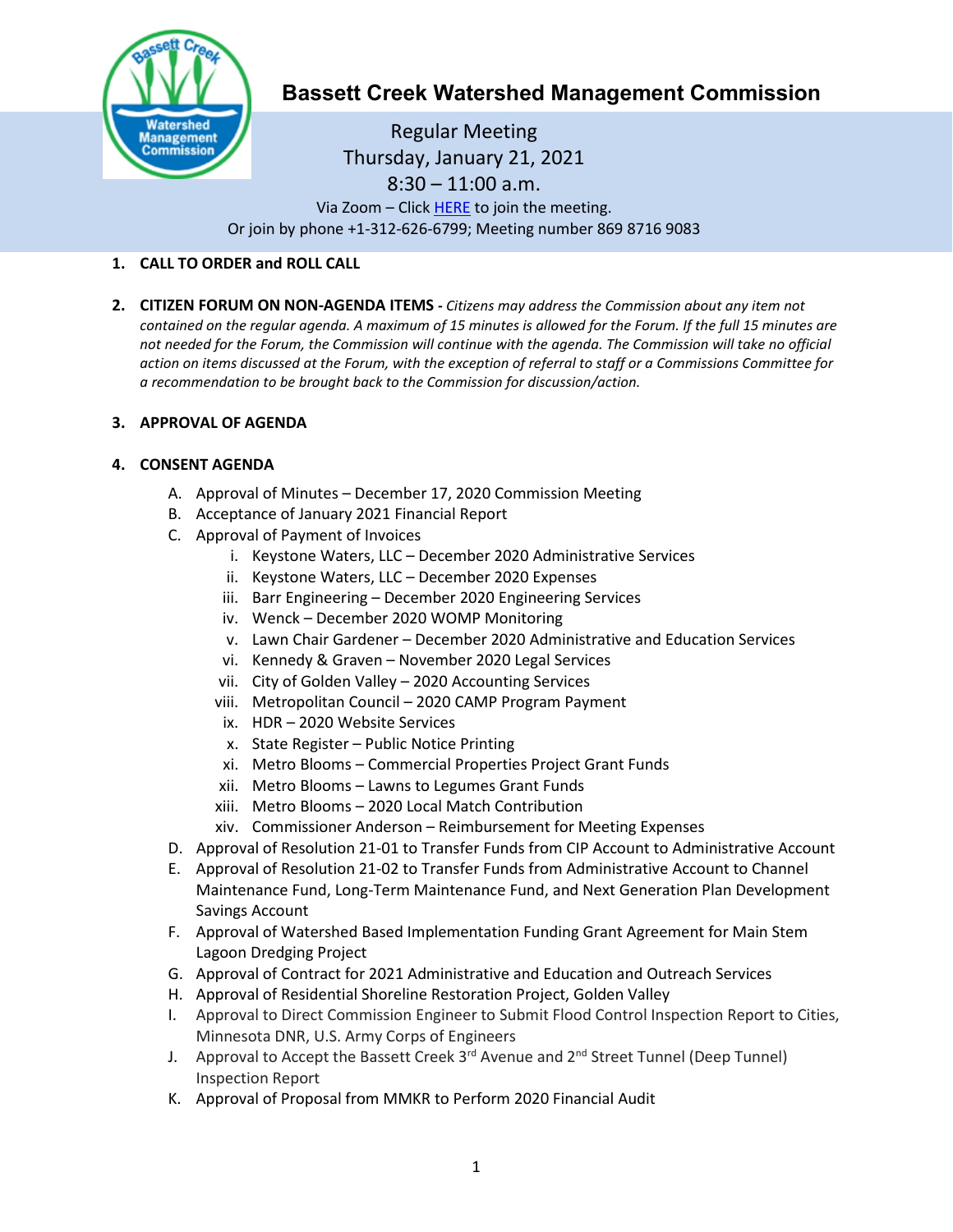# Bassett Creek Watershed Management Commission

Regular Meeting
Thursday, January 21, 2021
8:30 – 11:00 a.m.
Via Zoom – Click HERE to join the meeting.
Or join by phone +1-312-626-6799; Meeting number 869 8716 9083

1. **CALL TO ORDER and ROLL CALL**

2. **CITIZEN FORUM ON NON-AGENDA ITEMS -** *Citizens may address the Commission about any item not contained on the regular agenda. A maximum of 15 minutes is allowed for the Forum. If the full 15 minutes are not needed for the Forum, the Commission will continue with the agenda. The Commission will take no official action on items discussed at the Forum, with the exception of referral to staff or a Commissions Committee for a recommendation to be brought back to the Commission for discussion/action.*

3. **APPROVAL OF AGENDA**

4. **CONSENT AGENDA**
   - A. Approval of Minutes – December 17, 2020 Commission Meeting
   - B. Acceptance of January 2021 Financial Report
   - C. Approval of Payment of Invoices
     - i. Keystone Waters, LLC – December 2020 Administrative Services
     - ii. Keystone Waters, LLC – December 2020 Expenses
     - iii. Barr Engineering – December 2020 Engineering Services
     - iv. Wenck – December 2020 WOMP Monitoring
     - v. Lawn Chair Gardener – December 2020 Administrative and Education Services
     - vi. Kennedy & Graven – November 2020 Legal Services
     - vii. City of Golden Valley – 2020 Accounting Services
     - viii. Metropolitan Council – 2020 CAMP Program Payment
     - ix. HDR – 2020 Website Services
     - x. State Register – Public Notice Printing
     - xi. Metro Blooms – Commercial Properties Project Grant Funds
     - xii. Metro Blooms – Lawns to Legumes Grant Funds
     - xiii. Metro Blooms – 2020 Local Match Contribution
     - xiv. Commissioner Anderson – Reimbursement for Meeting Expenses
   - D. Approval of Resolution 21-01 to Transfer Funds from CIP Account to Administrative Account
   - E. Approval of Resolution 21-02 to Transfer Funds from Administrative Account to Channel Maintenance Fund, Long-Term Maintenance Fund, and Next Generation Plan Development Savings Account
   - F. Approval of Watershed Based Implementation Funding Grant Agreement for Main Stem Lagoon Dredging Project
   - G. Approval of Contract for 2021 Administrative and Education and Outreach Services
   - H. Approval of Residential Shoreline Restoration Project, Golden Valley
   - I. Approval to Direct Commission Engineer to Submit Flood Control Inspection Report to Cities, Minnesota DNR, U.S. Army Corps of Engineers
   - J. Approval to Accept the Bassett Creek 3rd Avenue and 2nd Street Tunnel (Deep Tunnel) Inspection Report
   - K. Approval of Proposal from MMKR to Perform 2020 Financial Audit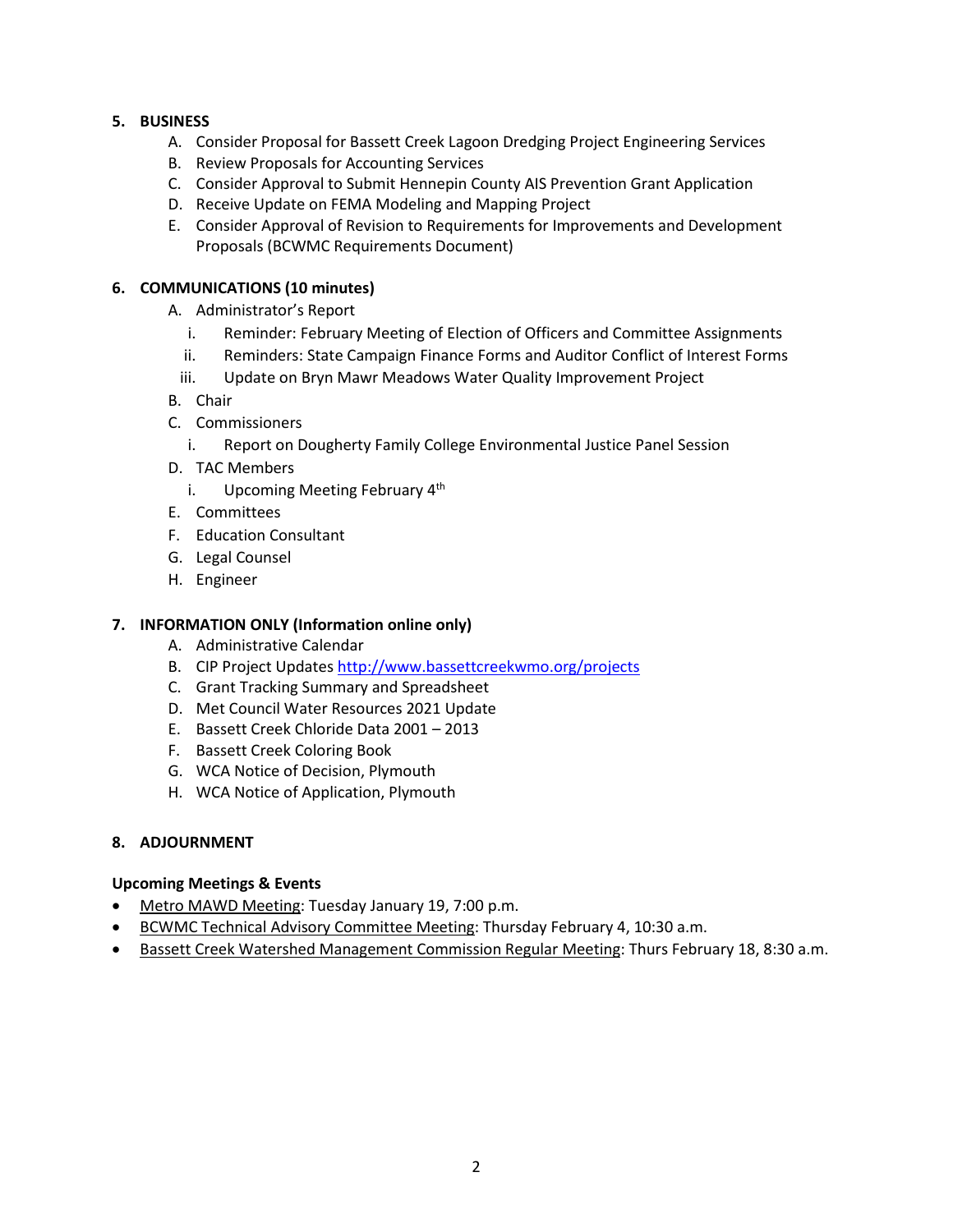**5. BUSINESS**

A. Consider Proposal for Bassett Creek Lagoon Dredging Project Engineering Services
B. Review Proposals for Accounting Services
C. Consider Approval to Submit Hennepin County AIS Prevention Grant Application
D. Receive Update on FEMA Modeling and Mapping Project
E. Consider Approval of Revision to Requirements for Improvements and Development Proposals (BCWMC Requirements Document)

**6. COMMUNICATIONS (10 minutes)**

A. Administrator's Report
  i. Reminder: February Meeting of Election of Officers and Committee Assignments
  ii. Reminders: State Campaign Finance Forms and Auditor Conflict of Interest Forms
  iii. Update on Bryn Mawr Meadows Water Quality Improvement Project
B. Chair
C. Commissioners
  i. Report on Dougherty Family College Environmental Justice Panel Session
D. TAC Members
  i. Upcoming Meeting February 4th
E. Committees
F. Education Consultant
G. Legal Counsel
H. Engineer

**7. INFORMATION ONLY (Information online only)**

A. Administrative Calendar
B. CIP Project Updates http://www.bassettcreekwmo.org/projects
C. Grant Tracking Summary and Spreadsheet
D. Met Council Water Resources 2021 Update
E. Bassett Creek Chloride Data 2001 – 2013
F. Bassett Creek Coloring Book
G. WCA Notice of Decision, Plymouth
H. WCA Notice of Application, Plymouth

**8. ADJOURNMENT**

**Upcoming Meetings & Events**

- Metro MAWD Meeting: Tuesday January 19, 7:00 p.m.
- BCWMC Technical Advisory Committee Meeting: Thursday February 4, 10:30 a.m.
- Bassett Creek Watershed Management Commission Regular Meeting: Thurs February 18, 8:30 a.m.